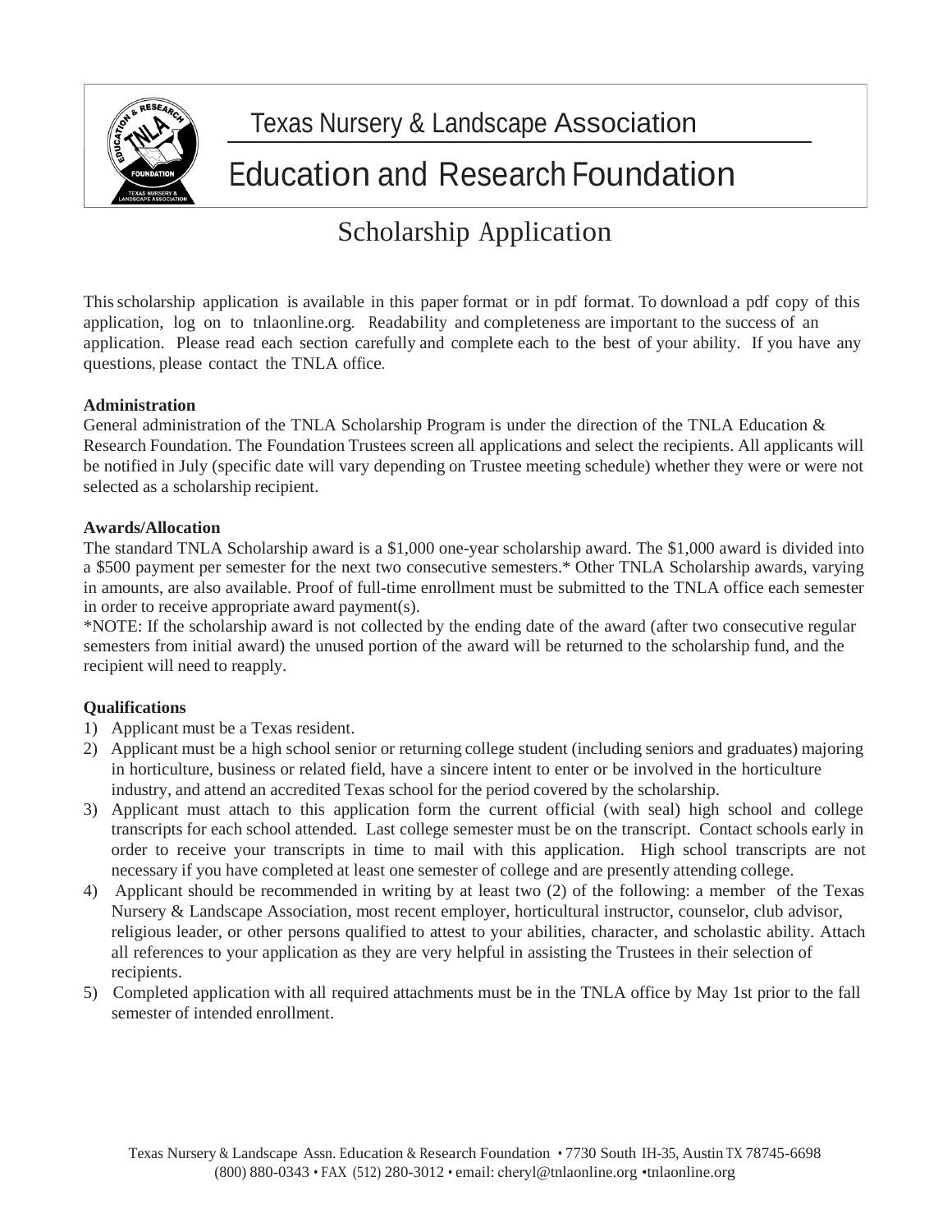# Texas Nursery & Landscape Association

# Education and Research Foundation

## Scholarship Application

This scholarship application is available in this paper format or in pdf format. To download a pdf copy of this application, log on to tnlaonline.org. Readability and completeness are important to the success of an application. Please read each section carefully and complete each to the best of your ability. If you have any questions, please contact the TNLA office.

**Administration**

General administration of the TNLA Scholarship Program is under the direction of the TNLA Education & Research Foundation. The Foundation Trustees screen all applications and select the recipients. All applicants will be notified in July (specific date will vary depending on Trustee meeting schedule) whether they were or were not selected as a scholarship recipient.

**Awards/Allocation**

The standard TNLA Scholarship award is a $1,000 one-year scholarship award. The $1,000 award is divided into a $500 payment per semester for the next two consecutive semesters.* Other TNLA Scholarship awards, varying in amounts, are also available. Proof of full-time enrollment must be submitted to the TNLA office each semester in order to receive appropriate award payment(s).

*NOTE: If the scholarship award is not collected by the ending date of the award (after two consecutive regular semesters from initial award) the unused portion of the award will be returned to the scholarship fund, and the recipient will need to reapply.

**Qualifications**

1) Applicant must be a Texas resident.
2) Applicant must be a high school senior or returning college student (including seniors and graduates) majoring in horticulture, business or related field, have a sincere intent to enter or be involved in the horticulture industry, and attend an accredited Texas school for the period covered by the scholarship.
3) Applicant must attach to this application form the current official (with seal) high school and college transcripts for each school attended. Last college semester must be on the transcript. Contact schools early in order to receive your transcripts in time to mail with this application. High school transcripts are not necessary if you have completed at least one semester of college and are presently attending college.
4) Applicant should be recommended in writing by at least two (2) of the following: a member of the Texas Nursery & Landscape Association, most recent employer, horticultural instructor, counselor, club advisor, religious leader, or other persons qualified to attest to your abilities, character, and scholastic ability. Attach all references to your application as they are very helpful in assisting the Trustees in their selection of recipients.
5) Completed application with all required attachments must be in the TNLA office by May 1st prior to the fall semester of intended enrollment.

Texas Nursery & Landscape Assn. Education & Research Foundation • 7730 South IH-35, Austin TX 78745-6698
(800) 880-0343 • FAX (512) 280-3012 • email: cheryl@tnlaonline.org •tnlaonline.org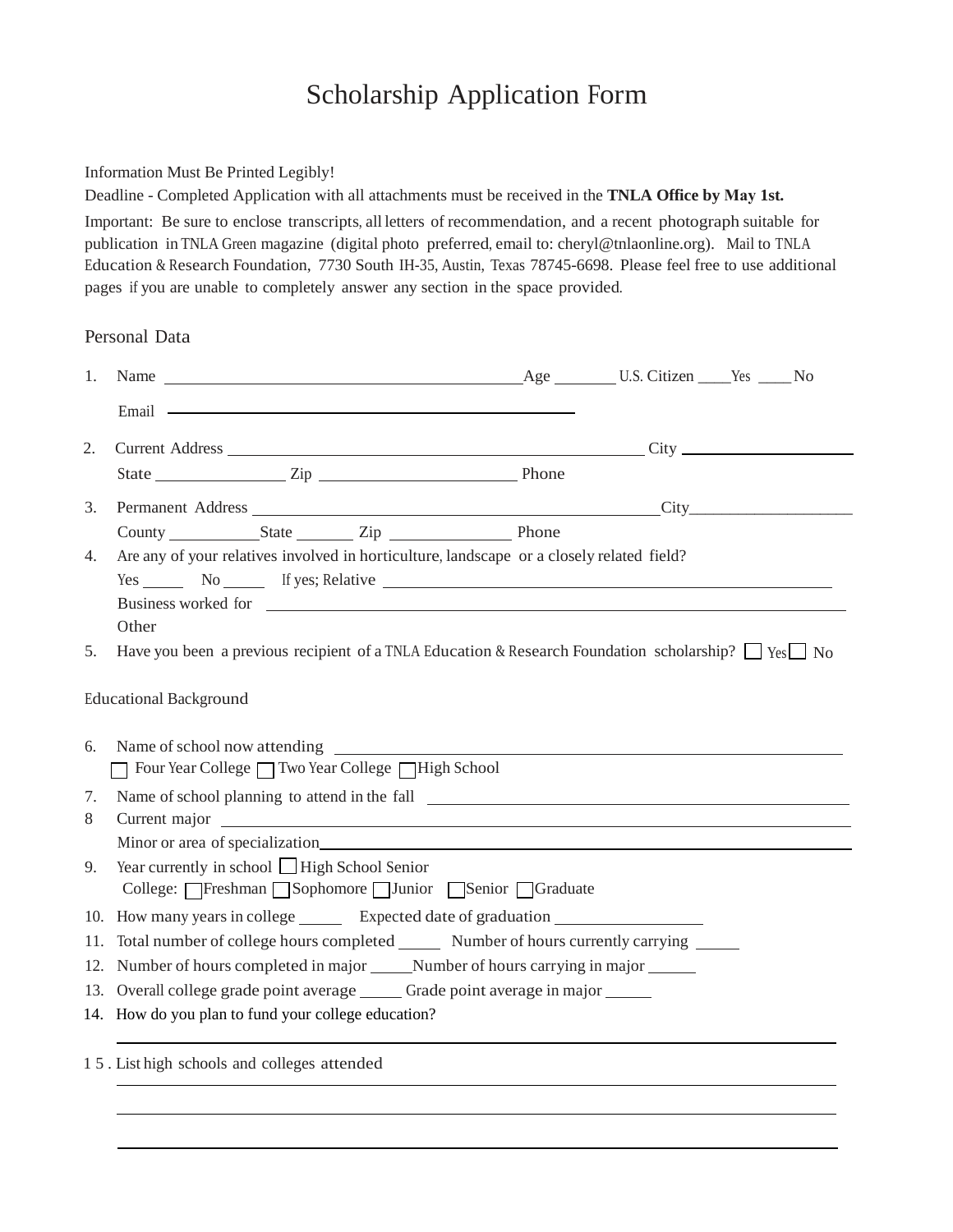# Scholarship Application Form

Information Must Be Printed Legibly!

Deadline - Completed Application with all attachments must be received in the **TNLA Office by May 1st.**

Important: Be sure to enclose transcripts, all letters of recommendation, and a recent photograph suitable for publication in TNLA Green magazine (digital photo preferred, email to: cheryl@tnlaonline.org). Mail to TNLA Education & Research Foundation, 7730 South IH-35, Austin, Texas 78745-6698. Please feel free to use additional pages if you are unable to completely answer any section in the space provided.

## Personal Data

1. Name ______________________________ Age ________ U.S. Citizen ____Yes ____No

   Email ______________________________

2. Current Address ______________________________ City ____________________

   State ________________ Zip ________________________ Phone

3. Permanent Address ______________________________ City____________________

   County ___________ State _______ Zip _______________ Phone

4. Are any of your relatives involved in horticulture, landscape or a closely related field?

   Yes _____ No _____ If yes; Relative ______________________________

   Business worked for ______________________________

   Other

5. Have you been a previous recipient of a TNLA Education & Research Foundation scholarship? ☐ Yes ☐ No

## Educational Background

6. Name of school now attending ______________________________

   ☐ Four Year College ☐ Two Year College ☐ High School

7. Name of school planning to attend in the fall ______________________________

8. Current major ______________________________

   Minor or area of specialization______________________________

9. Year currently in school ☐ High School Senior

   College: ☐ Freshman ☐ Sophomore ☐ Junior ☐ Senior ☐ Graduate

10. How many years in college _____ Expected date of graduation _________________

11. Total number of college hours completed _____ Number of hours currently carrying _____

12. Number of hours completed in major _____ Number of hours carrying in major ______

13. Overall college grade point average _____ Grade point average in major ______

14. How do you plan to fund your college education?

    ______________________________

15. List high schools and colleges attended

    ______________________________

    ______________________________

    ______________________________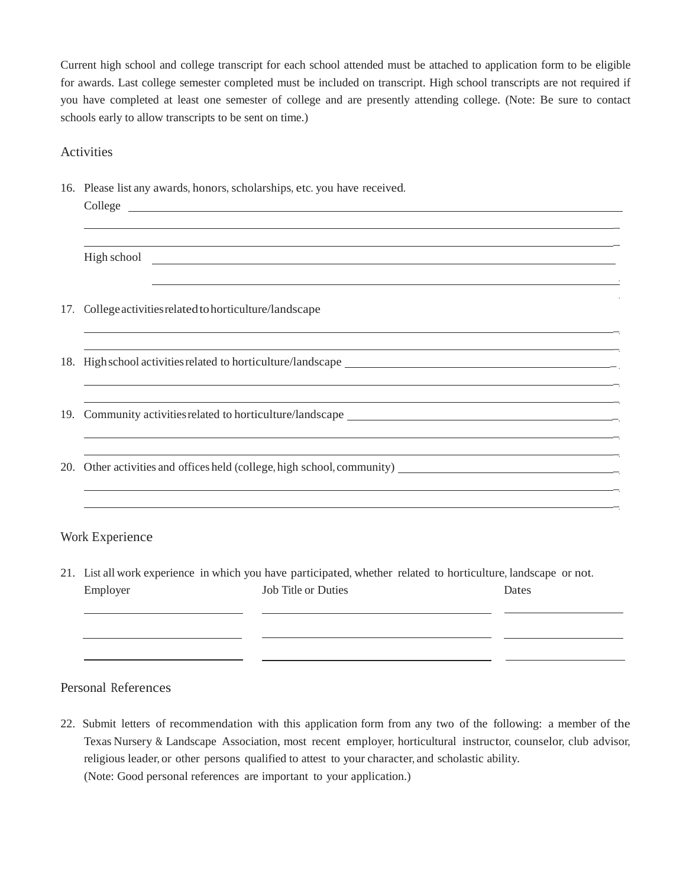Current high school and college transcript for each school attended must be attached to application form to be eligible for awards. Last college semester completed must be included on transcript. High school transcripts are not required if you have completed at least one semester of college and are presently attending college. (Note: Be sure to contact schools early to allow transcripts to be sent on time.)

## Activities

16. Please list any awards, honors, scholarships, etc. you have received.

    College ______________________________________________

    ______________________________________________

    ______________________________________________

    High school ______________________________________________

    ______________________________________________

17. College activities related to horticulture/landscape

    ______________________________________________

    ______________________________________________

18. High school activities related to horticulture/landscape ______________________________________________

    ______________________________________________

    ______________________________________________

19. Community activities related to horticulture/landscape ______________________________________________

    ______________________________________________

    ______________________________________________

20. Other activities and offices held (college, high school, community) ______________________________________________

    ______________________________________________

    ______________________________________________

## Work Experience

21. List all work experience in which you have participated, whether related to horticulture, landscape or not.

| Employer | Job Title or Duties | Dates |
|---|---|---|
| | | |
| | | |
| | | |

## Personal References

22. Submit letters of recommendation with this application form from any two of the following: a member of the Texas Nursery & Landscape Association, most recent employer, horticultural instructor, counselor, club advisor, religious leader, or other persons qualified to attest to your character, and scholastic ability.
    (Note: Good personal references are important to your application.)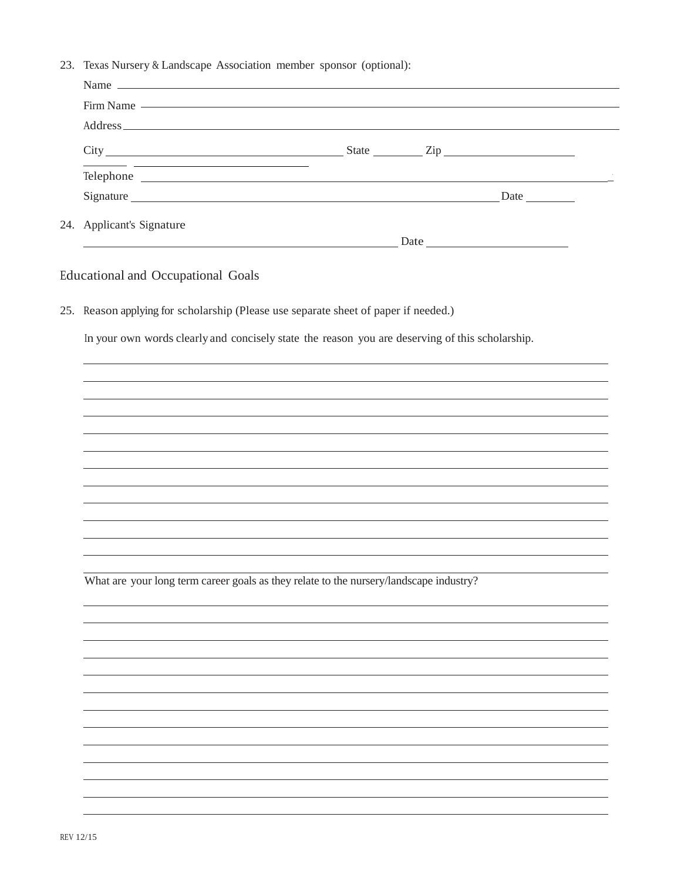23. Texas Nursery & Landscape Association member sponsor (optional):

Name ____________________________________________

Firm Name ____________________________________________

Address ____________________________________________

City ______________________ State ________ Zip ______________________

Telephone ____________________________________________

Signature ______________________________________ Date ________

24. Applicant's Signature

______________________________________ Date ______________________

## Educational and Occupational Goals

25. Reason applying for scholarship (Please use separate sheet of paper if needed.)

In your own words clearly and concisely state the reason you are deserving of this scholarship.

____________________________________________

____________________________________________

____________________________________________

____________________________________________

____________________________________________

____________________________________________

____________________________________________

____________________________________________

____________________________________________

____________________________________________

____________________________________________

____________________________________________

____________________________________________

What are your long term career goals as they relate to the nursery/landscape industry?

____________________________________________

____________________________________________

____________________________________________

____________________________________________

____________________________________________

____________________________________________

____________________________________________

____________________________________________

____________________________________________

____________________________________________

____________________________________________

____________________________________________

____________________________________________

REV 12/15